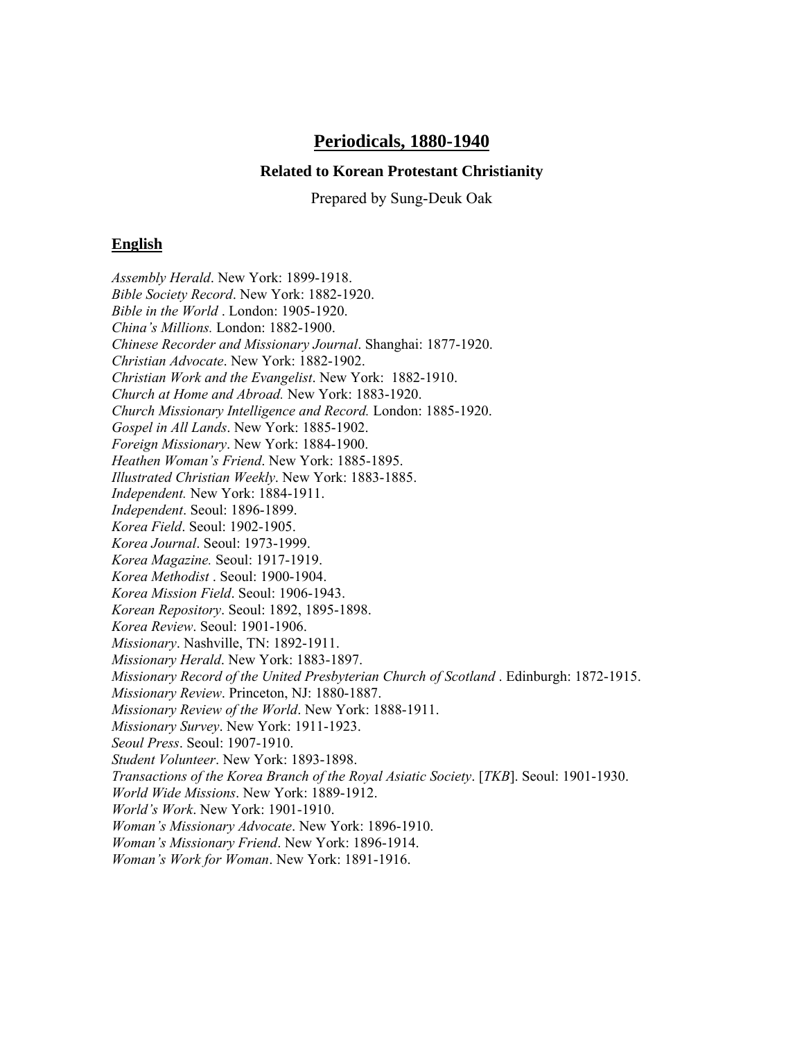# **Periodicals, 1880-1940**

### Related to Korean Protestant Christianity

Prepared by Sung-Deuk Oak

## **English**

*Assembly Herald*. New York: 1899-1918.
*Bible Society Record*. New York: 1882-1920.
*Bible in the World* . London: 1905-1920.
*China's Millions.* London: 1882-1900.
*Chinese Recorder and Missionary Journal*. Shanghai: 1877-1920.
*Christian Advocate*. New York: 1882-1902.
*Christian Work and the Evangelist*. New York: 1882-1910.
*Church at Home and Abroad.* New York: 1883-1920.
*Church Missionary Intelligence and Record.* London: 1885-1920.
*Gospel in All Lands*. New York: 1885-1902.
*Foreign Missionary*. New York: 1884-1900.
*Heathen Woman's Friend*. New York: 1885-1895.
*Illustrated Christian Weekly*. New York: 1883-1885.
*Independent.* New York: 1884-1911.
*Independent*. Seoul: 1896-1899.
*Korea Field*. Seoul: 1902-1905.
*Korea Journal*. Seoul: 1973-1999.
*Korea Magazine.* Seoul: 1917-1919.
*Korea Methodist* . Seoul: 1900-1904.
*Korea Mission Field*. Seoul: 1906-1943.
*Korean Repository*. Seoul: 1892, 1895-1898.
*Korea Review*. Seoul: 1901-1906.
*Missionary*. Nashville, TN: 1892-1911.
*Missionary Herald*. New York: 1883-1897.
*Missionary Record of the United Presbyterian Church of Scotland* . Edinburgh: 1872-1915.
*Missionary Review*. Princeton, NJ: 1880-1887.
*Missionary Review of the World*. New York: 1888-1911.
*Missionary Survey*. New York: 1911-1923.
*Seoul Press*. Seoul: 1907-1910.
*Student Volunteer*. New York: 1893-1898.
*Transactions of the Korea Branch of the Royal Asiatic Society*. [*TKB*]. Seoul: 1901-1930.
*World Wide Missions*. New York: 1889-1912.
*World's Work*. New York: 1901-1910.
*Woman's Missionary Advocate*. New York: 1896-1910.
*Woman's Missionary Friend*. New York: 1896-1914.
*Woman's Work for Woman*. New York: 1891-1916.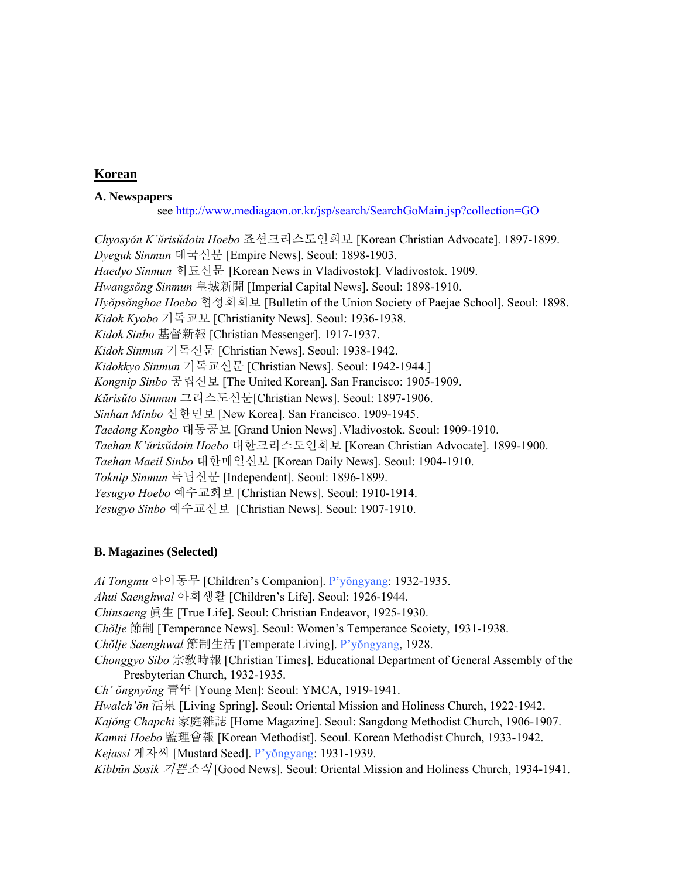## Korean

### A. Newspapers

see http://www.mediagaon.or.kr/jsp/search/SearchGoMain.jsp?collection=GO

*Chyosyŏn K'ŭrisŭdoin Hoebo* 죠션크리스도인회보 [Korean Christian Advocate]. 1897-1899.
*Dyeguk Sinmun* 뎨국신문 [Empire News]. Seoul: 1898-1903.
*Haedyo Sinmun* 히됴신문 [Korean News in Vladivostok]. Vladivostok. 1909.
*Hwangsŏng Sinmun* 皇城新聞 [Imperial Capital News]. Seoul: 1898-1910.
*Hyŏpsŏnghoe Hoebo* 협셩회회보 [Bulletin of the Union Society of Paejae School]. Seoul: 1898.
*Kidok Kyobo* 기독교보 [Christianity News]. Seoul: 1936-1938.
*Kidok Sinbo* 基督新報 [Christian Messenger]. 1917-1937.
*Kidok Sinmun* 기독신문 [Christian News]. Seoul: 1938-1942.
*Kidokkyo Sinmun* 기독교신문 [Christian News]. Seoul: 1942-1944.]
*Kongnip Sinbo* 공립신보 [The United Korean]. San Francisco: 1905-1909.
*Kŭrisŭto Sinmun* 그리스도신문[Christian News]. Seoul: 1897-1906.
*Sinhan Minbo* 신한민보 [New Korea]. San Francisco. 1909-1945.
*Taedong Kongbo* 대동공보 [Grand Union News] .Vladivostok. Seoul: 1909-1910.
*Taehan K'ŭrisŭdoin Hoebo* 대한크리스도인회보 [Korean Christian Advocate]. 1899-1900.
*Taehan Maeil Sinbo* 대한매일신보 [Korean Daily News]. Seoul: 1904-1910.
*Toknip Sinmun* 독닙신문 [Independent]. Seoul: 1896-1899.
*Yesugyo Hoebo* 예수교회보 [Christian News]. Seoul: 1910-1914.
*Yesugyo Sinbo* 예수교신보 [Christian News]. Seoul: 1907-1910.

### B. Magazines (Selected)

*Ai Tongmu* 아이동무 [Children's Companion]. P'yŏngyang: 1932-1935.
*Ahui Saenghwal* 아희생활 [Children's Life]. Seoul: 1926-1944.
*Chinsaeng* 眞生 [True Life]. Seoul: Christian Endeavor, 1925-1930.
*Chŏlje* 節制 [Temperance News]. Seoul: Women's Temperance Scoiety, 1931-1938.
*Chŏlje Saenghwal* 節制生活 [Temperate Living]. P'yŏngyang, 1928.
*Chonggyo Sibo* 宗教時報 [Christian Times]. Educational Department of General Assembly of the Presbyterian Church, 1932-1935.
*Ch' ŏngnyŏng* 青年 [Young Men]: Seoul: YMCA, 1919-1941.
*Hwalch'ŏn* 活泉 [Living Spring]. Seoul: Oriental Mission and Holiness Church, 1922-1942.
*Kajŏng Chapchi* 家庭雜誌 [Home Magazine]. Seoul: Sangdong Methodist Church, 1906-1907.
*Kamni Hoebo* 監理會報 [Korean Methodist]. Seoul. Korean Methodist Church, 1933-1942.
*Kejassi* 게자씨 [Mustard Seed]. P'yŏngyang: 1931-1939.
*Kibbŭn Sosik 기쁜소식* [Good News]. Seoul: Oriental Mission and Holiness Church, 1934-1941.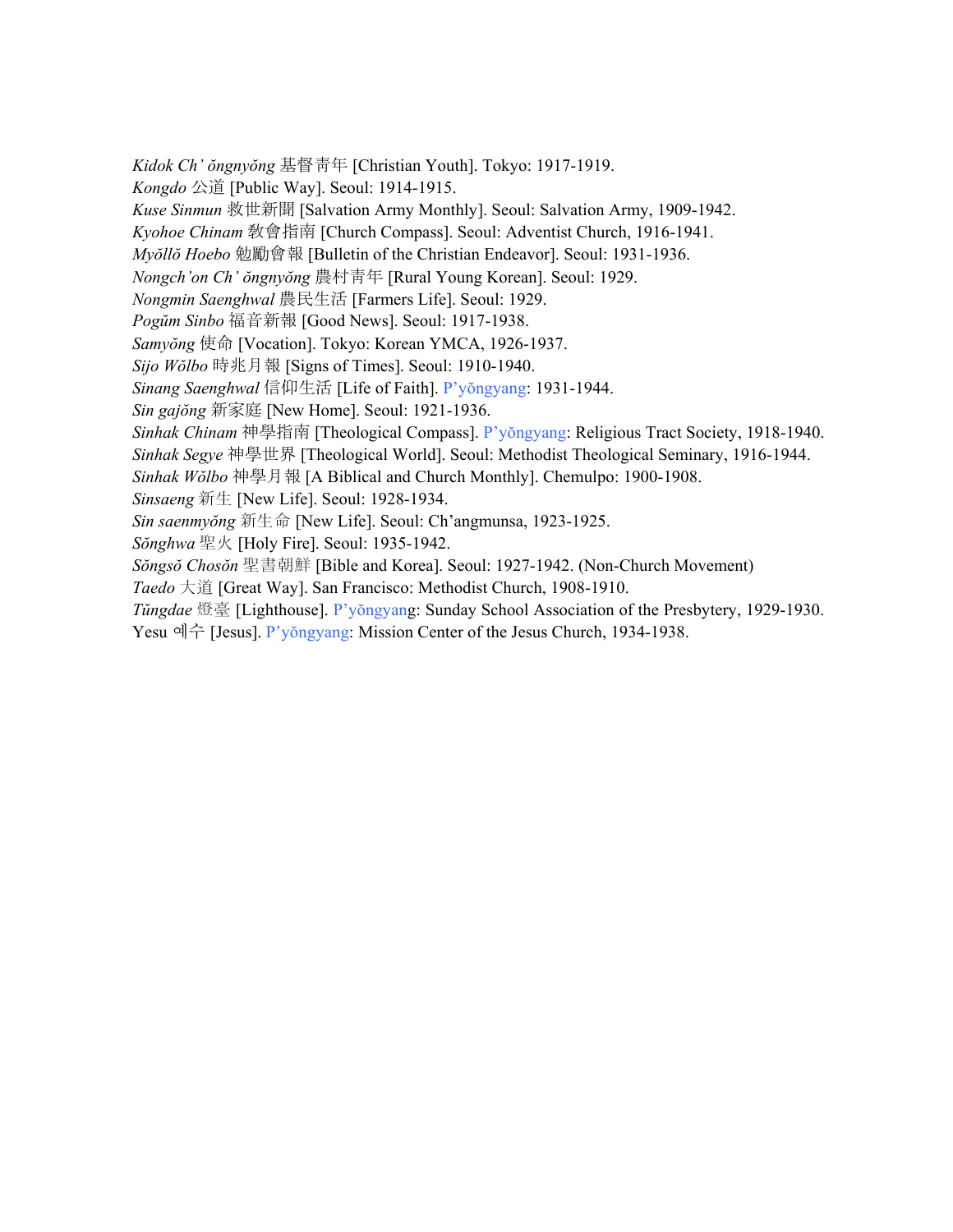*Kidok Ch' ŏngnyŏng* 基督青年 [Christian Youth]. Tokyo: 1917-1919.
*Kongdo* 公道 [Public Way]. Seoul: 1914-1915.
*Kuse Sinmun* 救世新聞 [Salvation Army Monthly]. Seoul: Salvation Army, 1909-1942.
*Kyohoe Chinam* 敎會指南 [Church Compass]. Seoul: Adventist Church, 1916-1941.
*Myŏllŏ Hoebo* 勉勵會報 [Bulletin of the Christian Endeavor]. Seoul: 1931-1936.
*Nongch'on Ch' ŏngnyŏng* 農村青年 [Rural Young Korean]. Seoul: 1929.
*Nongmin Saenghwal* 農民生活 [Farmers Life]. Seoul: 1929.
*Pogŭm Sinbo* 福音新報 [Good News]. Seoul: 1917-1938.
*Samyŏng* 使命 [Vocation]. Tokyo: Korean YMCA, 1926-1937.
*Sijo Wŏlbo* 時兆月報 [Signs of Times]. Seoul: 1910-1940.
*Sinang Saenghwal* 信仰生活 [Life of Faith]. P'yŏngyang: 1931-1944.
*Sin gajŏng* 新家庭 [New Home]. Seoul: 1921-1936.
*Sinhak Chinam* 神學指南 [Theological Compass]. P'yŏngyang: Religious Tract Society, 1918-1940.
*Sinhak Segye* 神學世界 [Theological World]. Seoul: Methodist Theological Seminary, 1916-1944.
*Sinhak Wŏlbo* 神學月報 [A Biblical and Church Monthly]. Chemulpo: 1900-1908.
*Sinsaeng* 新生 [New Life]. Seoul: 1928-1934.
*Sin saenmyŏng* 新生命 [New Life]. Seoul: Ch'angmunsa, 1923-1925.
*Sŏnghwa* 聖火 [Holy Fire]. Seoul: 1935-1942.
*Sŏngsŏ Chosŏn* 聖書朝鮮 [Bible and Korea]. Seoul: 1927-1942. (Non-Church Movement)
*Taedo* 大道 [Great Way]. San Francisco: Methodist Church, 1908-1910.
*Tŭngdae* 燈臺 [Lighthouse]. P'yŏngyang: Sunday School Association of the Presbytery, 1929-1930.
Yesu 예수 [Jesus]. P'yŏngyang: Mission Center of the Jesus Church, 1934-1938.